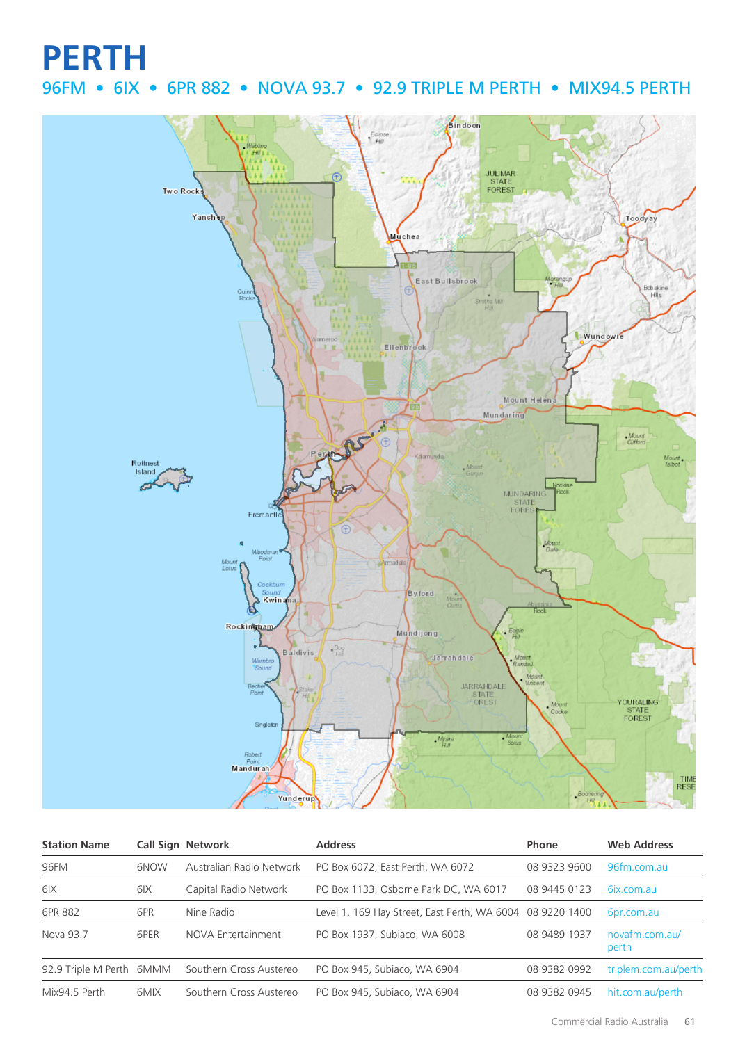# PERTH

## 96FM • 6IX • 6PR 882 • NOVA 93.7 • 92.9 TRIPLE M PERTH • MIX94.5 PERTH

| Station Name | Call Sign | Network | Address | Phone | Web Address |
|---|---|---|---|---|---|
| 96FM | 6NOW | Australian Radio Network | PO Box 6072, East Perth, WA 6072 | 08 9323 9600 | 96fm.com.au |
| 6IX | 6IX | Capital Radio Network | PO Box 1133, Osborne Park DC, WA 6017 | 08 9445 0123 | 6ix.com.au |
| 6PR 882 | 6PR | Nine Radio | Level 1, 169 Hay Street, East Perth, WA 6004 | 08 9220 1400 | 6pr.com.au |
| Nova 93.7 | 6PER | NOVA Entertainment | PO Box 1937, Subiaco, WA 6008 | 08 9489 1937 | novafm.com.au/perth |
| 92.9 Triple M Perth | 6MMM | Southern Cross Austereo | PO Box 945, Subiaco, WA 6904 | 08 9382 0992 | triplem.com.au/perth |
| Mix94.5 Perth | 6MIX | Southern Cross Austereo | PO Box 945, Subiaco, WA 6904 | 08 9382 0945 | hit.com.au/perth |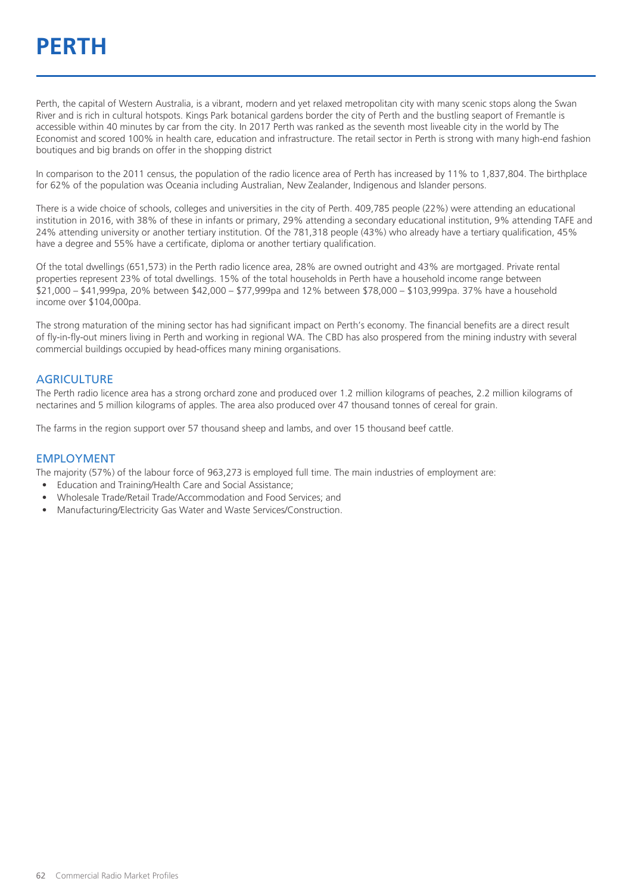# PERTH

Perth, the capital of Western Australia, is a vibrant, modern and yet relaxed metropolitan city with many scenic stops along the Swan River and is rich in cultural hotspots. Kings Park botanical gardens border the city of Perth and the bustling seaport of Fremantle is accessible within 40 minutes by car from the city. In 2017 Perth was ranked as the seventh most liveable city in the world by The Economist and scored 100% in health care, education and infrastructure. The retail sector in Perth is strong with many high-end fashion boutiques and big brands on offer in the shopping district

In comparison to the 2011 census, the population of the radio licence area of Perth has increased by 11% to 1,837,804. The birthplace for 62% of the population was Oceania including Australian, New Zealander, Indigenous and Islander persons.

There is a wide choice of schools, colleges and universities in the city of Perth. 409,785 people (22%) were attending an educational institution in 2016, with 38% of these in infants or primary, 29% attending a secondary educational institution, 9% attending TAFE and 24% attending university or another tertiary institution. Of the 781,318 people (43%) who already have a tertiary qualification, 45% have a degree and 55% have a certificate, diploma or another tertiary qualification.

Of the total dwellings (651,573) in the Perth radio licence area, 28% are owned outright and 43% are mortgaged. Private rental properties represent 23% of total dwellings. 15% of the total households in Perth have a household income range between $21,000 – $41,999pa, 20% between $42,000 – $77,999pa and 12% between $78,000 – $103,999pa. 37% have a household income over $104,000pa.

The strong maturation of the mining sector has had significant impact on Perth's economy. The financial benefits are a direct result of fly-in-fly-out miners living in Perth and working in regional WA. The CBD has also prospered from the mining industry with several commercial buildings occupied by head-offices many mining organisations.

## AGRICULTURE

The Perth radio licence area has a strong orchard zone and produced over 1.2 million kilograms of peaches, 2.2 million kilograms of nectarines and 5 million kilograms of apples. The area also produced over 47 thousand tonnes of cereal for grain.

The farms in the region support over 57 thousand sheep and lambs, and over 15 thousand beef cattle.

## EMPLOYMENT

The majority (57%) of the labour force of 963,273 is employed full time. The main industries of employment are:

- Education and Training/Health Care and Social Assistance;
- Wholesale Trade/Retail Trade/Accommodation and Food Services; and
- Manufacturing/Electricity Gas Water and Waste Services/Construction.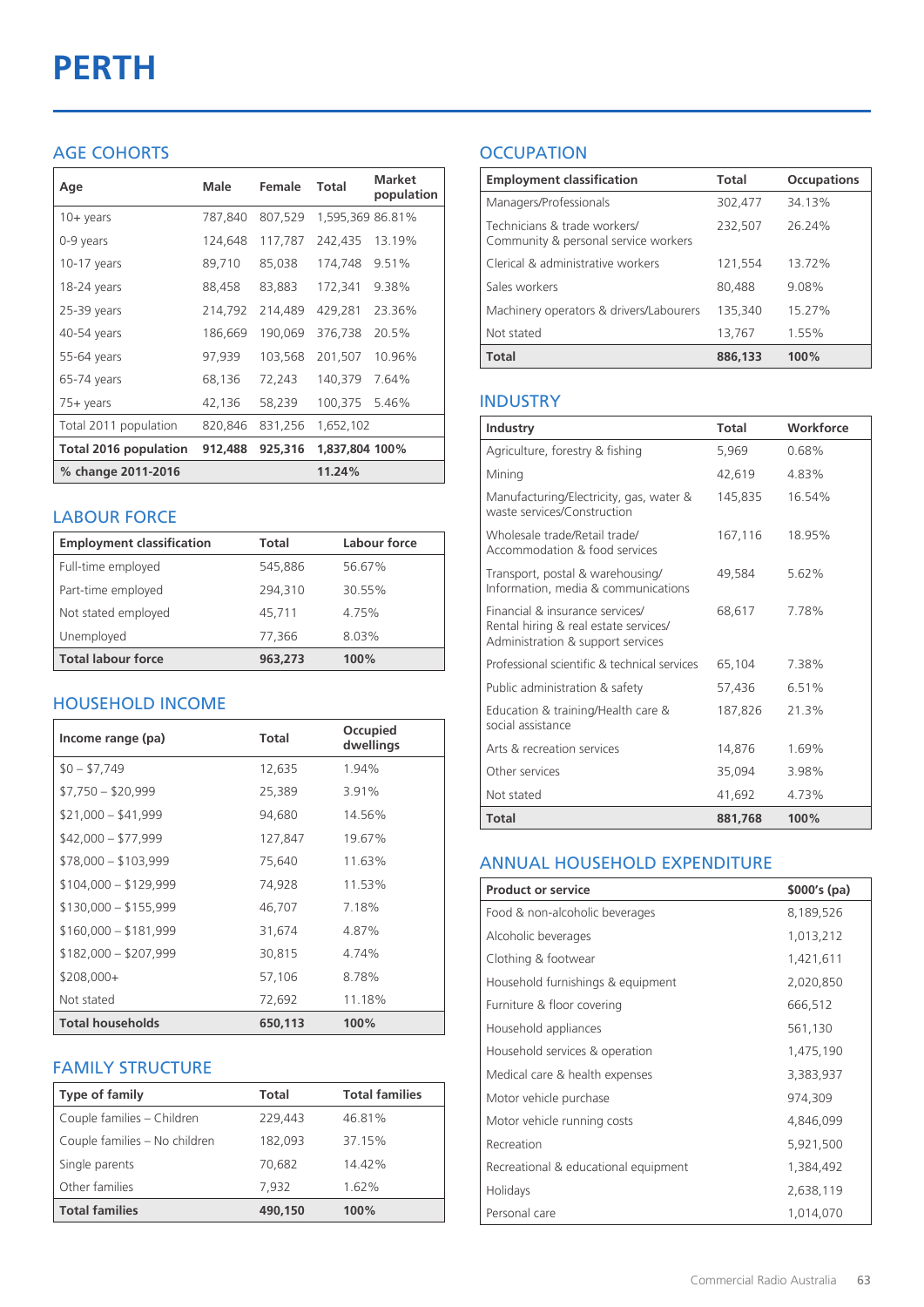# PERTH

## AGE COHORTS

| Age | Male | Female | Total | Market population |
|---|---|---|---|---|
| 10+ years | 787,840 | 807,529 | 1,595,369 | 86.81% |
| 0-9 years | 124,648 | 117,787 | 242,435 | 13.19% |
| 10-17 years | 89,710 | 85,038 | 174,748 | 9.51% |
| 18-24 years | 88,458 | 83,883 | 172,341 | 9.38% |
| 25-39 years | 214,792 | 214,489 | 429,281 | 23.36% |
| 40-54 years | 186,669 | 190,069 | 376,738 | 20.5% |
| 55-64 years | 97,939 | 103,568 | 201,507 | 10.96% |
| 65-74 years | 68,136 | 72,243 | 140,379 | 7.64% |
| 75+ years | 42,136 | 58,239 | 100,375 | 5.46% |
| Total 2011 population | 820,846 | 831,256 | 1,652,102 | |
| **Total 2016 population** | **912,488** | **925,316** | **1,837,804** | **100%** |
| **% change 2011-2016** | | | **11.24%** | |

## LABOUR FORCE

| Employment classification | Total | Labour force |
|---|---|---|
| Full-time employed | 545,886 | 56.67% |
| Part-time employed | 294,310 | 30.55% |
| Not stated employed | 45,711 | 4.75% |
| Unemployed | 77,366 | 8.03% |
| **Total labour force** | **963,273** | **100%** |

## HOUSEHOLD INCOME

| Income range (pa) | Total | Occupied dwellings |
|---|---|---|
| $0 – $7,749 | 12,635 | 1.94% |
| $7,750 – $20,999 | 25,389 | 3.91% |
| $21,000 – $41,999 | 94,680 | 14.56% |
| $42,000 – $77,999 | 127,847 | 19.67% |
| $78,000 – $103,999 | 75,640 | 11.63% |
| $104,000 – $129,999 | 74,928 | 11.53% |
| $130,000 – $155,999 | 46,707 | 7.18% |
| $160,000 – $181,999 | 31,674 | 4.87% |
| $182,000 – $207,999 | 30,815 | 4.74% |
| $208,000+ | 57,106 | 8.78% |
| Not stated | 72,692 | 11.18% |
| **Total households** | **650,113** | **100%** |

## FAMILY STRUCTURE

| Type of family | Total | Total families |
|---|---|---|
| Couple families – Children | 229,443 | 46.81% |
| Couple families – No children | 182,093 | 37.15% |
| Single parents | 70,682 | 14.42% |
| Other families | 7,932 | 1.62% |
| **Total families** | **490,150** | **100%** |

## OCCUPATION

| Employment classification | Total | Occupations |
|---|---|---|
| Managers/Professionals | 302,477 | 34.13% |
| Technicians & trade workers/ Community & personal service workers | 232,507 | 26.24% |
| Clerical & administrative workers | 121,554 | 13.72% |
| Sales workers | 80,488 | 9.08% |
| Machinery operators & drivers/Labourers | 135,340 | 15.27% |
| Not stated | 13,767 | 1.55% |
| **Total** | **886,133** | **100%** |

## INDUSTRY

| Industry | Total | Workforce |
|---|---|---|
| Agriculture, forestry & fishing | 5,969 | 0.68% |
| Mining | 42,619 | 4.83% |
| Manufacturing/Electricity, gas, water & waste services/Construction | 145,835 | 16.54% |
| Wholesale trade/Retail trade/ Accommodation & food services | 167,116 | 18.95% |
| Transport, postal & warehousing/ Information, media & communications | 49,584 | 5.62% |
| Financial & insurance services/ Rental hiring & real estate services/ Administration & support services | 68,617 | 7.78% |
| Professional scientific & technical services | 65,104 | 7.38% |
| Public administration & safety | 57,436 | 6.51% |
| Education & training/Health care & social assistance | 187,826 | 21.3% |
| Arts & recreation services | 14,876 | 1.69% |
| Other services | 35,094 | 3.98% |
| Not stated | 41,692 | 4.73% |
| **Total** | **881,768** | **100%** |

## ANNUAL HOUSEHOLD EXPENDITURE

| Product or service | $000's (pa) |
|---|---|
| Food & non-alcoholic beverages | 8,189,526 |
| Alcoholic beverages | 1,013,212 |
| Clothing & footwear | 1,421,611 |
| Household furnishings & equipment | 2,020,850 |
| Furniture & floor covering | 666,512 |
| Household appliances | 561,130 |
| Household services & operation | 1,475,190 |
| Medical care & health expenses | 3,383,937 |
| Motor vehicle purchase | 974,309 |
| Motor vehicle running costs | 4,846,099 |
| Recreation | 5,921,500 |
| Recreational & educational equipment | 1,384,492 |
| Holidays | 2,638,119 |
| Personal care | 1,014,070 |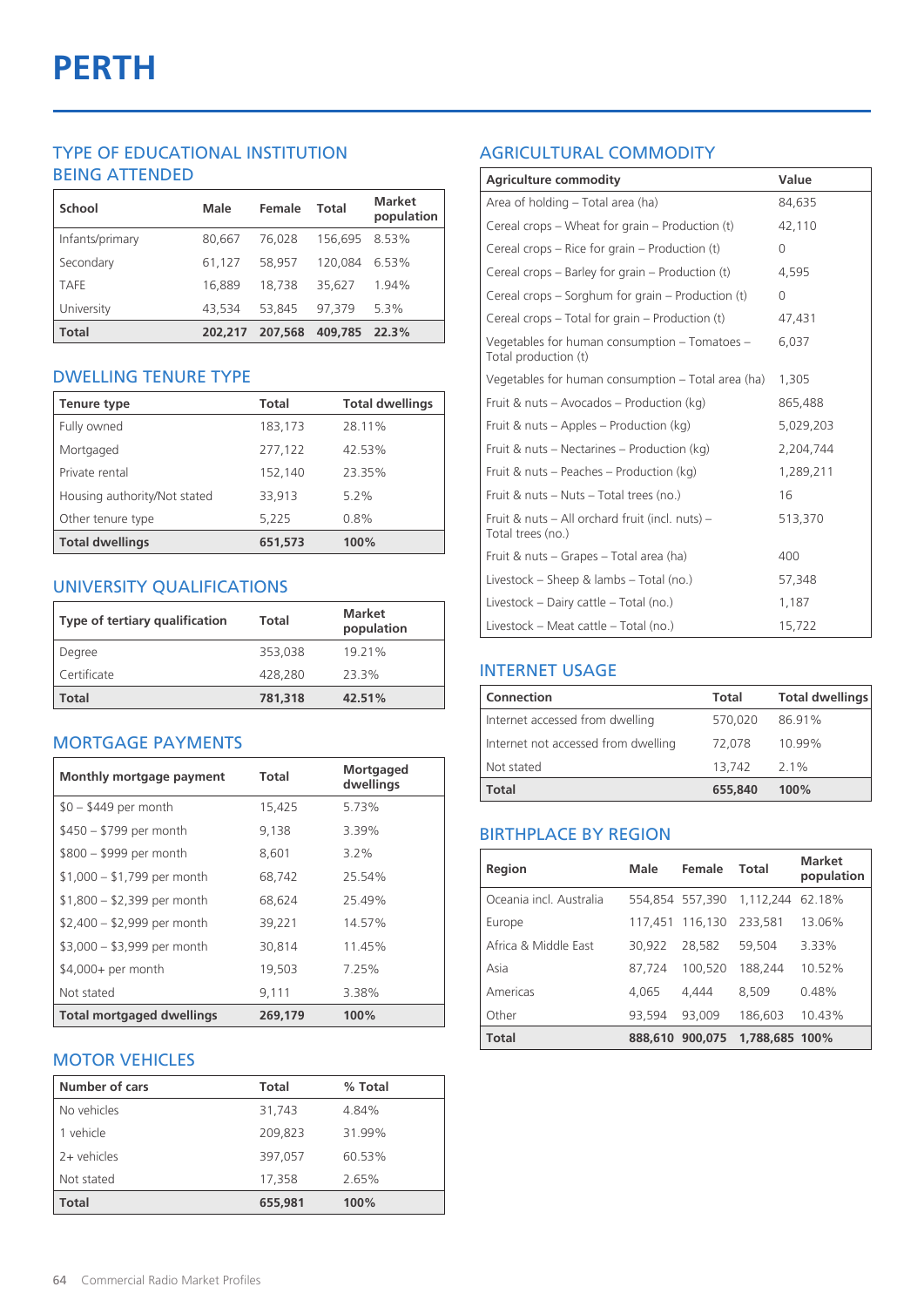# PERTH

## TYPE OF EDUCATIONAL INSTITUTION BEING ATTENDED

| School | Male | Female | Total | Market population |
|---|---|---|---|---|
| Infants/primary | 80,667 | 76,028 | 156,695 | 8.53% |
| Secondary | 61,127 | 58,957 | 120,084 | 6.53% |
| TAFE | 16,889 | 18,738 | 35,627 | 1.94% |
| University | 43,534 | 53,845 | 97,379 | 5.3% |
| **Total** | **202,217** | **207,568** | **409,785** | **22.3%** |

## DWELLING TENURE TYPE

| Tenure type | Total | Total dwellings |
|---|---|---|
| Fully owned | 183,173 | 28.11% |
| Mortgaged | 277,122 | 42.53% |
| Private rental | 152,140 | 23.35% |
| Housing authority/Not stated | 33,913 | 5.2% |
| Other tenure type | 5,225 | 0.8% |
| **Total dwellings** | **651,573** | **100%** |

## UNIVERSITY QUALIFICATIONS

| Type of tertiary qualification | Total | Market population |
|---|---|---|
| Degree | 353,038 | 19.21% |
| Certificate | 428,280 | 23.3% |
| **Total** | **781,318** | **42.51%** |

## MORTGAGE PAYMENTS

| Monthly mortgage payment | Total | Mortgaged dwellings |
|---|---|---|
| $0 – $449 per month | 15,425 | 5.73% |
| $450 – $799 per month | 9,138 | 3.39% |
| $800 – $999 per month | 8,601 | 3.2% |
| $1,000 – $1,799 per month | 68,742 | 25.54% |
| $1,800 – $2,399 per month | 68,624 | 25.49% |
| $2,400 – $2,999 per month | 39,221 | 14.57% |
| $3,000 – $3,999 per month | 30,814 | 11.45% |
| $4,000+ per month | 19,503 | 7.25% |
| Not stated | 9,111 | 3.38% |
| **Total mortgaged dwellings** | **269,179** | **100%** |

## MOTOR VEHICLES

| Number of cars | Total | % Total |
|---|---|---|
| No vehicles | 31,743 | 4.84% |
| 1 vehicle | 209,823 | 31.99% |
| 2+ vehicles | 397,057 | 60.53% |
| Not stated | 17,358 | 2.65% |
| **Total** | **655,981** | **100%** |

## AGRICULTURAL COMMODITY

| Agriculture commodity | Value |
|---|---|
| Area of holding – Total area (ha) | 84,635 |
| Cereal crops – Wheat for grain – Production (t) | 42,110 |
| Cereal crops – Rice for grain – Production (t) | 0 |
| Cereal crops – Barley for grain – Production (t) | 4,595 |
| Cereal crops – Sorghum for grain – Production (t) | 0 |
| Cereal crops – Total for grain – Production (t) | 47,431 |
| Vegetables for human consumption – Tomatoes – Total production (t) | 6,037 |
| Vegetables for human consumption – Total area (ha) | 1,305 |
| Fruit & nuts – Avocados – Production (kg) | 865,488 |
| Fruit & nuts – Apples – Production (kg) | 5,029,203 |
| Fruit & nuts – Nectarines – Production (kg) | 2,204,744 |
| Fruit & nuts – Peaches – Production (kg) | 1,289,211 |
| Fruit & nuts – Nuts – Total trees (no.) | 16 |
| Fruit & nuts – All orchard fruit (incl. nuts) – Total trees (no.) | 513,370 |
| Fruit & nuts – Grapes – Total area (ha) | 400 |
| Livestock – Sheep & lambs – Total (no.) | 57,348 |
| Livestock – Dairy cattle – Total (no.) | 1,187 |
| Livestock – Meat cattle – Total (no.) | 15,722 |

## INTERNET USAGE

| Connection | Total | Total dwellings |
|---|---|---|
| Internet accessed from dwelling | 570,020 | 86.91% |
| Internet not accessed from dwelling | 72,078 | 10.99% |
| Not stated | 13,742 | 2.1% |
| **Total** | **655,840** | **100%** |

## BIRTHPLACE BY REGION

| Region | Male | Female | Total | Market population |
|---|---|---|---|---|
| Oceania incl. Australia | 554,854 | 557,390 | 1,112,244 | 62.18% |
| Europe | 117,451 | 116,130 | 233,581 | 13.06% |
| Africa & Middle East | 30,922 | 28,582 | 59,504 | 3.33% |
| Asia | 87,724 | 100,520 | 188,244 | 10.52% |
| Americas | 4,065 | 4,444 | 8,509 | 0.48% |
| Other | 93,594 | 93,009 | 186,603 | 10.43% |
| **Total** | **888,610** | **900,075** | **1,788,685** | **100%** |